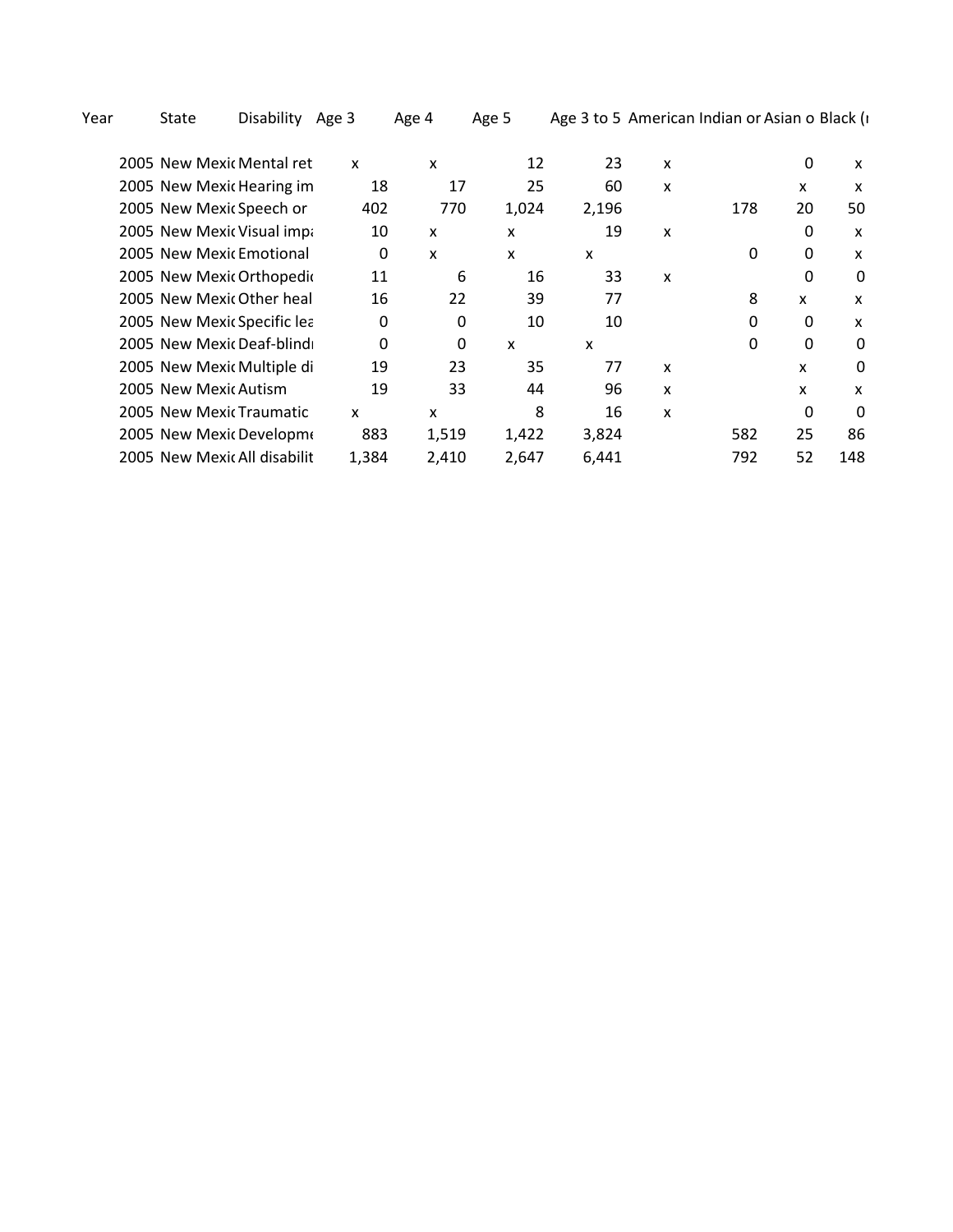| Year | State | Disability | Age 3 | Age 4 | Age 5 | Age 3 to 5 | American Indian or | Asian o | Black (r |
|---|---|---|---|---|---|---|---|---|---|
| 2005 | New Mexic | Mental ret | x | x | 12 | 23 | x | 0 | x |
| 2005 | New Mexic | Hearing im | 18 | 17 | 25 | 60 | x | x | x |
| 2005 | New Mexic | Speech or | 402 | 770 | 1,024 | 2,196 | 178 | 20 | 50 |
| 2005 | New Mexic | Visual imp | 10 | x | x | 19 | x | 0 | x |
| 2005 | New Mexic | Emotional | 0 | x | x | x | 0 | 0 | x |
| 2005 | New Mexic | Orthopedic | 11 | 6 | 16 | 33 | x | 0 | 0 |
| 2005 | New Mexic | Other heal | 16 | 22 | 39 | 77 | 8 | x | x |
| 2005 | New Mexic | Specific lea | 0 | 0 | 10 | 10 | 0 | 0 | x |
| 2005 | New Mexic | Deaf-blind | 0 | 0 | x | x | 0 | 0 | 0 |
| 2005 | New Mexic | Multiple di | 19 | 23 | 35 | 77 | x | x | 0 |
| 2005 | New Mexic | Autism | 19 | 33 | 44 | 96 | x | x | x |
| 2005 | New Mexic | Traumatic | x | x | 8 | 16 | x | 0 | 0 |
| 2005 | New Mexic | Developme | 883 | 1,519 | 1,422 | 3,824 | 582 | 25 | 86 |
| 2005 | New Mexic | All disabilit | 1,384 | 2,410 | 2,647 | 6,441 | 792 | 52 | 148 |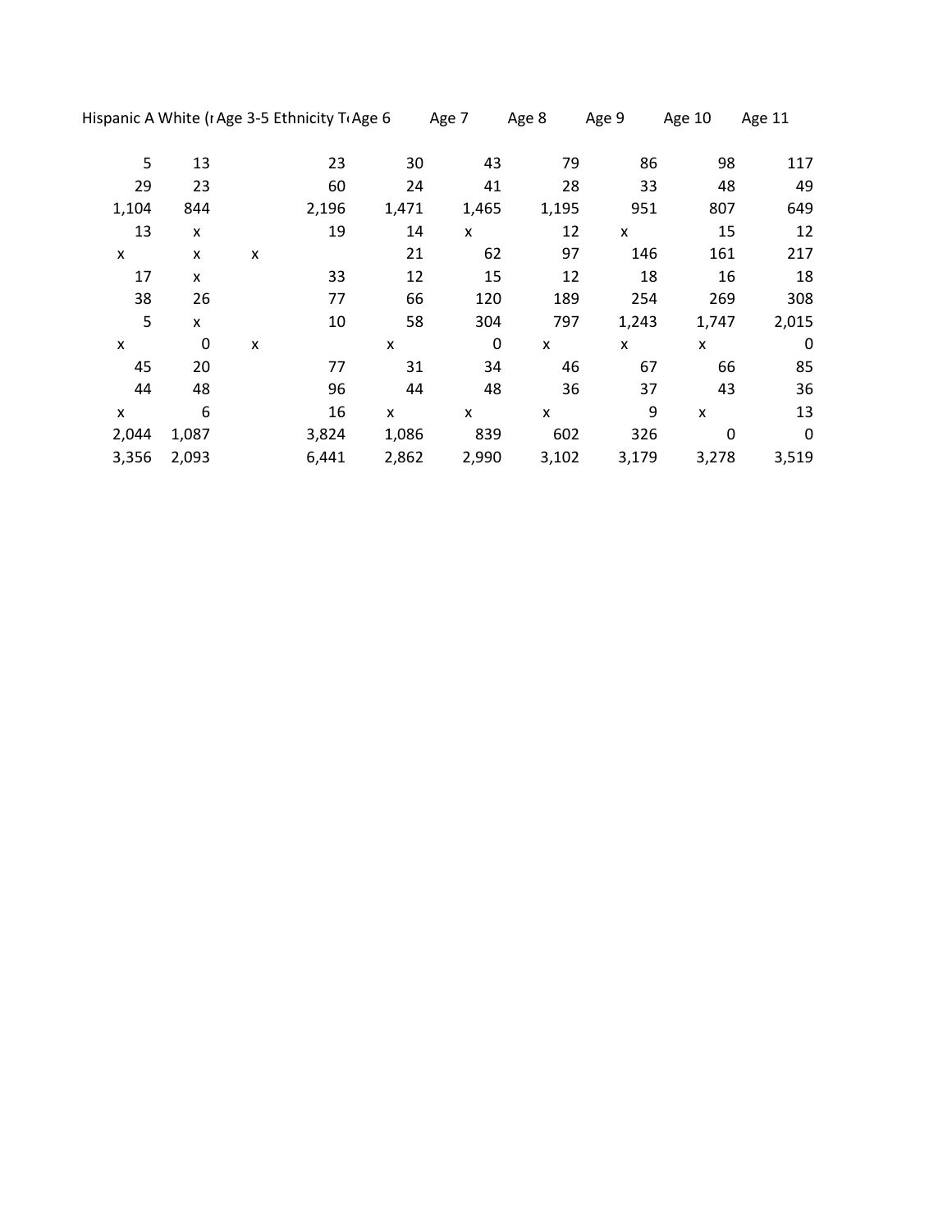| Hispanic A | White (r | Age 3-5 | Ethnicity T( | Age 6 | Age 7 | Age 8 | Age 9 | Age 10 | Age 11 |
|---|---|---|---|---|---|---|---|---|---|
| 5 | 13 | | 23 | 30 | 43 | 79 | 86 | 98 | 117 |
| 29 | 23 | | 60 | 24 | 41 | 28 | 33 | 48 | 49 |
| 1,104 | 844 | | 2,196 | 1,471 | 1,465 | 1,195 | 951 | 807 | 649 |
| 13 | x | | 19 | 14 | x | 12 | x | 15 | 12 |
| x | x | x | | 21 | 62 | 97 | 146 | 161 | 217 |
| 17 | x | | 33 | 12 | 15 | 12 | 18 | 16 | 18 |
| 38 | 26 | | 77 | 66 | 120 | 189 | 254 | 269 | 308 |
| 5 | x | | 10 | 58 | 304 | 797 | 1,243 | 1,747 | 2,015 |
| x | 0 | x | | x | 0 | x | x | x | 0 |
| 45 | 20 | | 77 | 31 | 34 | 46 | 67 | 66 | 85 |
| 44 | 48 | | 96 | 44 | 48 | 36 | 37 | 43 | 36 |
| x | 6 | | 16 | x | x | x | 9 | x | 13 |
| 2,044 | 1,087 | | 3,824 | 1,086 | 839 | 602 | 326 | 0 | 0 |
| 3,356 | 2,093 | | 6,441 | 2,862 | 2,990 | 3,102 | 3,179 | 3,278 | 3,519 |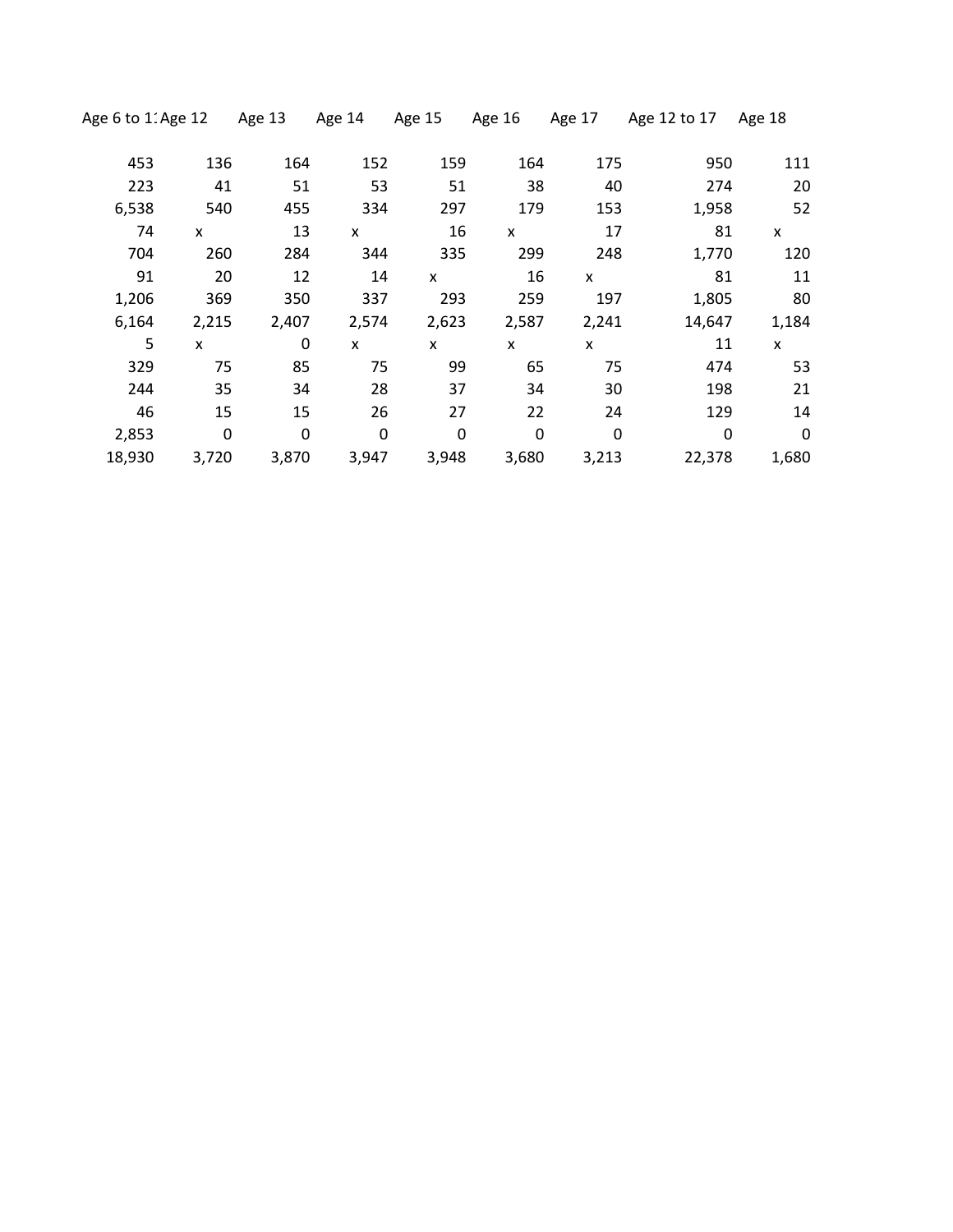| Age 6 to 1 | Age 12 | Age 13 | Age 14 | Age 15 | Age 16 | Age 17 | Age 12 to 17 | Age 18 |
|---|---|---|---|---|---|---|---|---|
| 453 | 136 | 164 | 152 | 159 | 164 | 175 | 950 | 111 |
| 223 | 41 | 51 | 53 | 51 | 38 | 40 | 274 | 20 |
| 6,538 | 540 | 455 | 334 | 297 | 179 | 153 | 1,958 | 52 |
| 74 | x | 13 | x | 16 | x | 17 | 81 | x |
| 704 | 260 | 284 | 344 | 335 | 299 | 248 | 1,770 | 120 |
| 91 | 20 | 12 | 14 | x | 16 | x | 81 | 11 |
| 1,206 | 369 | 350 | 337 | 293 | 259 | 197 | 1,805 | 80 |
| 6,164 | 2,215 | 2,407 | 2,574 | 2,623 | 2,587 | 2,241 | 14,647 | 1,184 |
| 5 | x | 0 | x | x | x | x | 11 | x |
| 329 | 75 | 85 | 75 | 99 | 65 | 75 | 474 | 53 |
| 244 | 35 | 34 | 28 | 37 | 34 | 30 | 198 | 21 |
| 46 | 15 | 15 | 26 | 27 | 22 | 24 | 129 | 14 |
| 2,853 | 0 | 0 | 0 | 0 | 0 | 0 | 0 | 0 |
| 18,930 | 3,720 | 3,870 | 3,947 | 3,948 | 3,680 | 3,213 | 22,378 | 1,680 |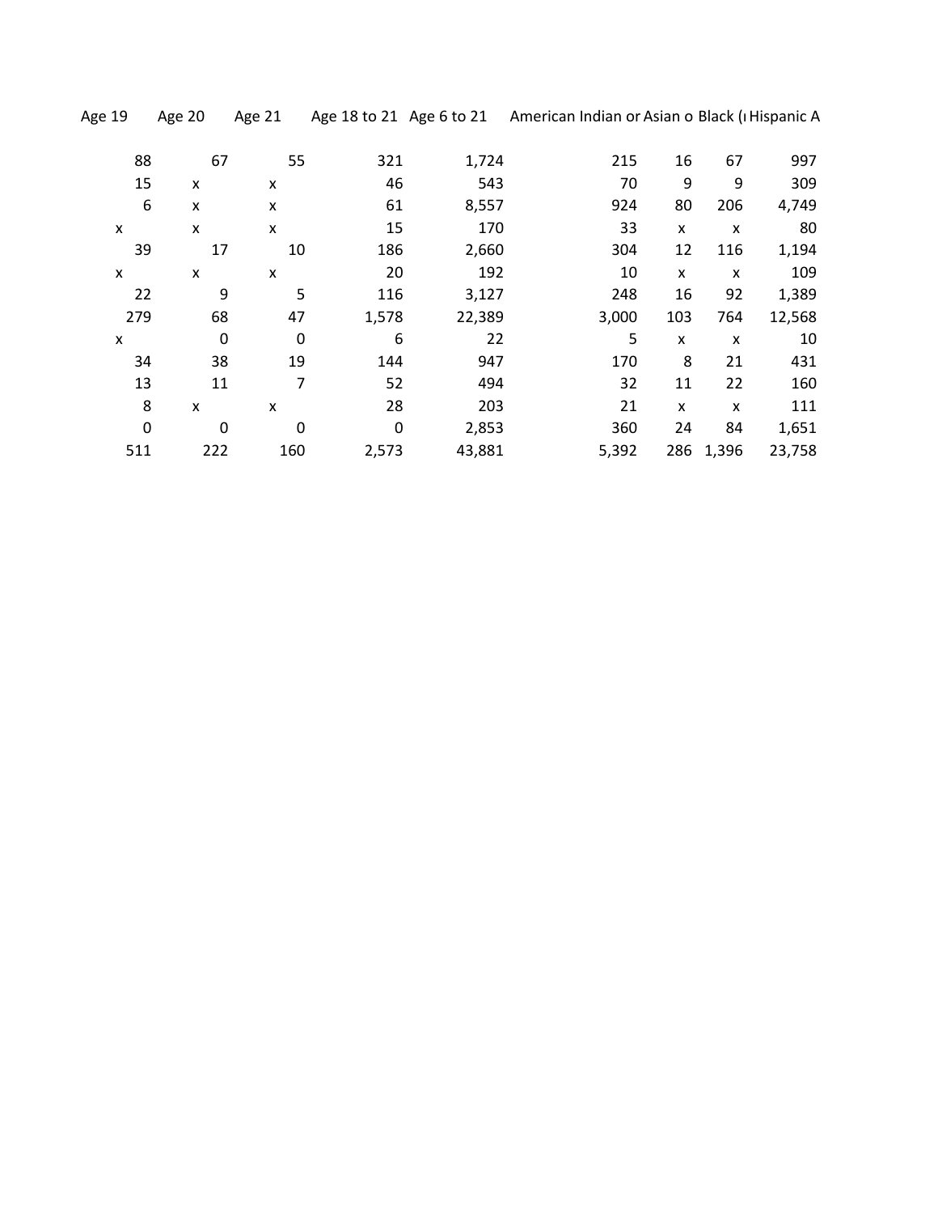| Age 19 | Age 20 | Age 21 | Age 18 to 21 | Age 6 to 21 | American Indian or | Asian o | Black (ı | Hispanic A |
|---|---|---|---|---|---|---|---|---|
| 88 | 67 | 55 | 321 | 1,724 | 215 | 16 | 67 | 997 |
| 15 | x | x | 46 | 543 | 70 | 9 | 9 | 309 |
| 6 | x | x | 61 | 8,557 | 924 | 80 | 206 | 4,749 |
| x | x | x | 15 | 170 | 33 | x | x | 80 |
| 39 | 17 | 10 | 186 | 2,660 | 304 | 12 | 116 | 1,194 |
| x | x | x | 20 | 192 | 10 | x | x | 109 |
| 22 | 9 | 5 | 116 | 3,127 | 248 | 16 | 92 | 1,389 |
| 279 | 68 | 47 | 1,578 | 22,389 | 3,000 | 103 | 764 | 12,568 |
| x | 0 | 0 | 6 | 22 | 5 | x | x | 10 |
| 34 | 38 | 19 | 144 | 947 | 170 | 8 | 21 | 431 |
| 13 | 11 | 7 | 52 | 494 | 32 | 11 | 22 | 160 |
| 8 | x | x | 28 | 203 | 21 | x | x | 111 |
| 0 | 0 | 0 | 0 | 2,853 | 360 | 24 | 84 | 1,651 |
| 511 | 222 | 160 | 2,573 | 43,881 | 5,392 | 286 | 1,396 | 23,758 |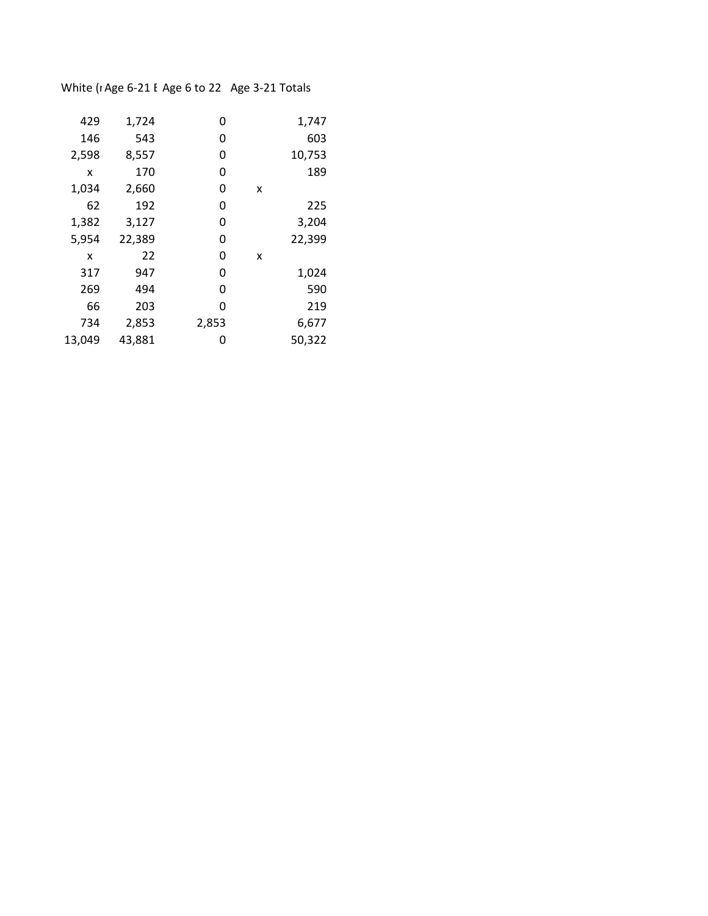| White (r | Age 6-21 E | Age 6 to 22 | Age 3-21 Totals | |
|---|---|---|---|---|
| 429 | 1,724 | 0 | | 1,747 |
| 146 | 543 | 0 | | 603 |
| 2,598 | 8,557 | 0 | | 10,753 |
| x | 170 | 0 | | 189 |
| 1,034 | 2,660 | 0 | x | |
| 62 | 192 | 0 | | 225 |
| 1,382 | 3,127 | 0 | | 3,204 |
| 5,954 | 22,389 | 0 | | 22,399 |
| x | 22 | 0 | x | |
| 317 | 947 | 0 | | 1,024 |
| 269 | 494 | 0 | | 590 |
| 66 | 203 | 0 | | 219 |
| 734 | 2,853 | 2,853 | | 6,677 |
| 13,049 | 43,881 | 0 | | 50,322 |